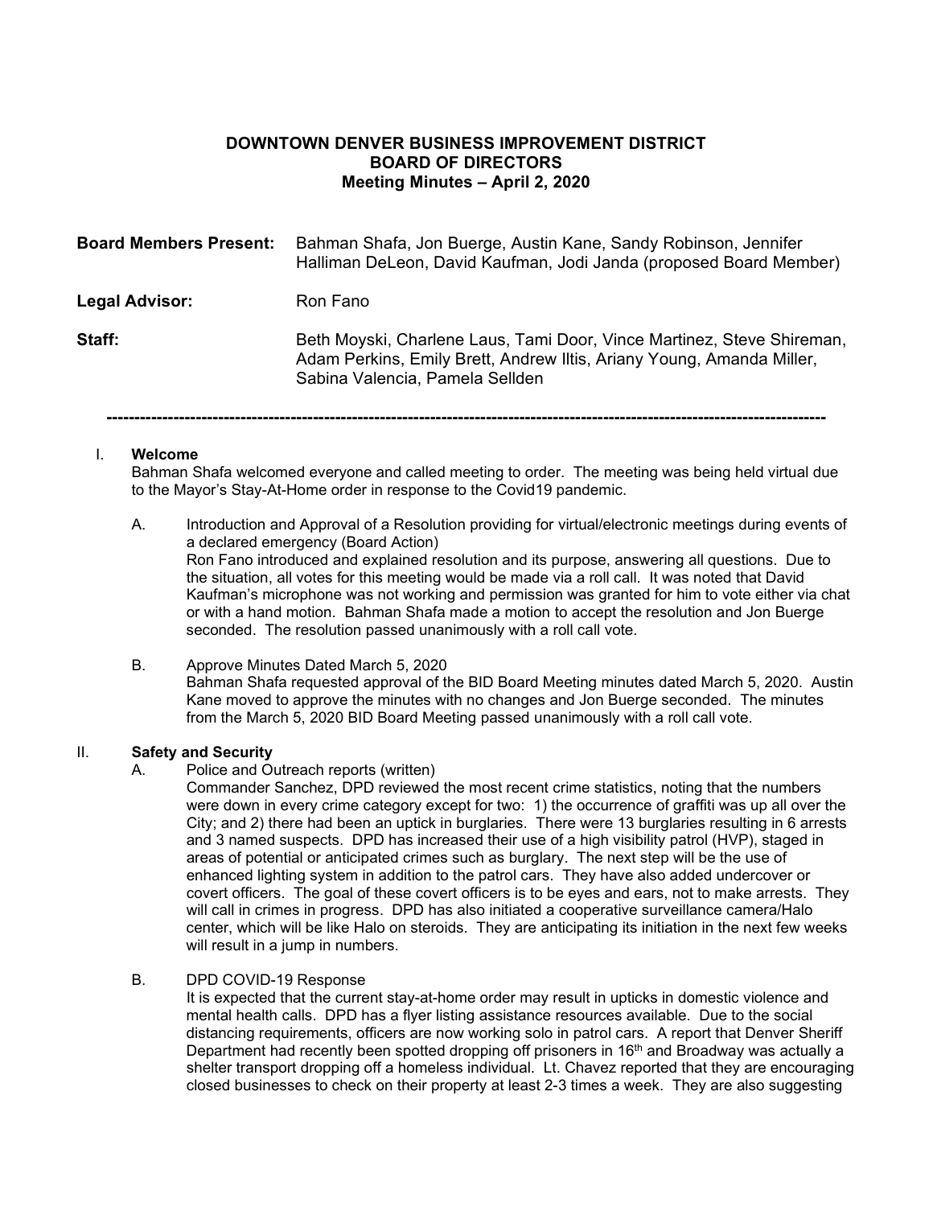**DOWNTOWN DENVER BUSINESS IMPROVEMENT DISTRICT**
**BOARD OF DIRECTORS**
**Meeting Minutes – April 2, 2020**

**Board Members Present:** Bahman Shafa, Jon Buerge, Austin Kane, Sandy Robinson, Jennifer Halliman DeLeon, David Kaufman, Jodi Janda (proposed Board Member)

**Legal Advisor:** Ron Fano

**Staff:** Beth Moyski, Charlene Laus, Tami Door, Vince Martinez, Steve Shireman, Adam Perkins, Emily Brett, Andrew Iltis, Ariany Young, Amanda Miller, Sabina Valencia, Pamela Sellden

---

I. **Welcome**
Bahman Shafa welcomed everyone and called meeting to order. The meeting was being held virtual due to the Mayor's Stay-At-Home order in response to the Covid19 pandemic.

A. Introduction and Approval of a Resolution providing for virtual/electronic meetings during events of a declared emergency (Board Action)
Ron Fano introduced and explained resolution and its purpose, answering all questions. Due to the situation, all votes for this meeting would be made via a roll call. It was noted that David Kaufman's microphone was not working and permission was granted for him to vote either via chat or with a hand motion. Bahman Shafa made a motion to accept the resolution and Jon Buerge seconded. The resolution passed unanimously with a roll call vote.

B. Approve Minutes Dated March 5, 2020
Bahman Shafa requested approval of the BID Board Meeting minutes dated March 5, 2020. Austin Kane moved to approve the minutes with no changes and Jon Buerge seconded. The minutes from the March 5, 2020 BID Board Meeting passed unanimously with a roll call vote.

II. **Safety and Security**

A. Police and Outreach reports (written)
Commander Sanchez, DPD reviewed the most recent crime statistics, noting that the numbers were down in every crime category except for two: 1) the occurrence of graffiti was up all over the City; and 2) there had been an uptick in burglaries. There were 13 burglaries resulting in 6 arrests and 3 named suspects. DPD has increased their use of a high visibility patrol (HVP), staged in areas of potential or anticipated crimes such as burglary. The next step will be the use of enhanced lighting system in addition to the patrol cars. They have also added undercover or covert officers. The goal of these covert officers is to be eyes and ears, not to make arrests. They will call in crimes in progress. DPD has also initiated a cooperative surveillance camera/Halo center, which will be like Halo on steroids. They are anticipating its initiation in the next few weeks will result in a jump in numbers.

B. DPD COVID-19 Response
It is expected that the current stay-at-home order may result in upticks in domestic violence and mental health calls. DPD has a flyer listing assistance resources available. Due to the social distancing requirements, officers are now working solo in patrol cars. A report that Denver Sheriff Department had recently been spotted dropping off prisoners in 16th and Broadway was actually a shelter transport dropping off a homeless individual. Lt. Chavez reported that they are encouraging closed businesses to check on their property at least 2-3 times a week. They are also suggesting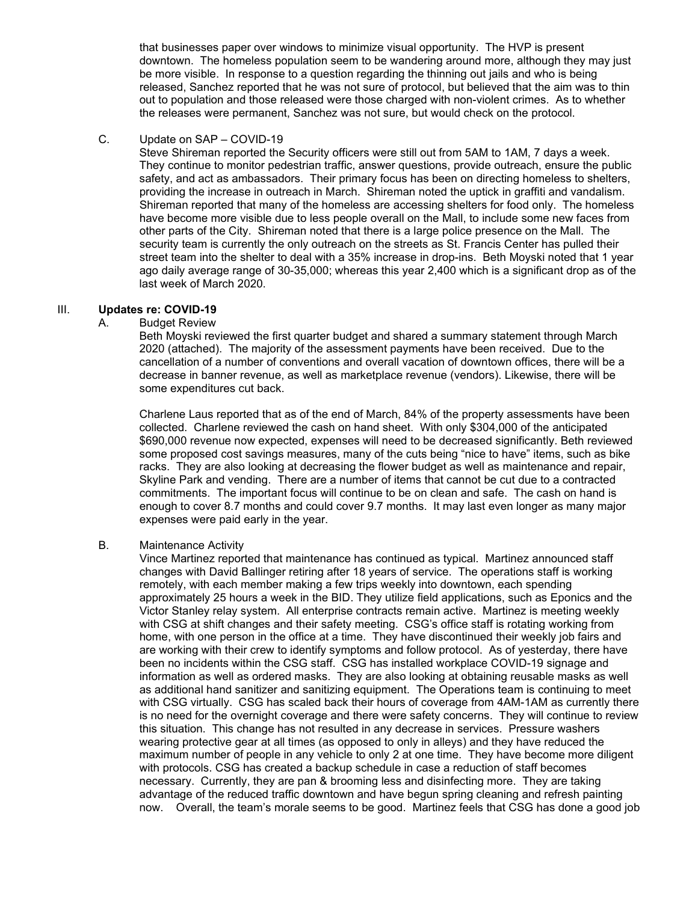that businesses paper over windows to minimize visual opportunity. The HVP is present downtown. The homeless population seem to be wandering around more, although they may just be more visible. In response to a question regarding the thinning out jails and who is being released, Sanchez reported that he was not sure of protocol, but believed that the aim was to thin out to population and those released were those charged with non-violent crimes. As to whether the releases were permanent, Sanchez was not sure, but would check on the protocol.

C. Update on SAP – COVID-19

Steve Shireman reported the Security officers were still out from 5AM to 1AM, 7 days a week. They continue to monitor pedestrian traffic, answer questions, provide outreach, ensure the public safety, and act as ambassadors. Their primary focus has been on directing homeless to shelters, providing the increase in outreach in March. Shireman noted the uptick in graffiti and vandalism. Shireman reported that many of the homeless are accessing shelters for food only. The homeless have become more visible due to less people overall on the Mall, to include some new faces from other parts of the City. Shireman noted that there is a large police presence on the Mall. The security team is currently the only outreach on the streets as St. Francis Center has pulled their street team into the shelter to deal with a 35% increase in drop-ins. Beth Moyski noted that 1 year ago daily average range of 30-35,000; whereas this year 2,400 which is a significant drop as of the last week of March 2020.

## III. **Updates re: COVID-19**

A. Budget Review

Beth Moyski reviewed the first quarter budget and shared a summary statement through March 2020 (attached). The majority of the assessment payments have been received. Due to the cancellation of a number of conventions and overall vacation of downtown offices, there will be a decrease in banner revenue, as well as marketplace revenue (vendors). Likewise, there will be some expenditures cut back.

Charlene Laus reported that as of the end of March, 84% of the property assessments have been collected. Charlene reviewed the cash on hand sheet. With only $304,000 of the anticipated $690,000 revenue now expected, expenses will need to be decreased significantly. Beth reviewed some proposed cost savings measures, many of the cuts being "nice to have" items, such as bike racks. They are also looking at decreasing the flower budget as well as maintenance and repair, Skyline Park and vending. There are a number of items that cannot be cut due to a contracted commitments. The important focus will continue to be on clean and safe. The cash on hand is enough to cover 8.7 months and could cover 9.7 months. It may last even longer as many major expenses were paid early in the year.

B. Maintenance Activity

Vince Martinez reported that maintenance has continued as typical. Martinez announced staff changes with David Ballinger retiring after 18 years of service. The operations staff is working remotely, with each member making a few trips weekly into downtown, each spending approximately 25 hours a week in the BID. They utilize field applications, such as Eponics and the Victor Stanley relay system. All enterprise contracts remain active. Martinez is meeting weekly with CSG at shift changes and their safety meeting. CSG's office staff is rotating working from home, with one person in the office at a time. They have discontinued their weekly job fairs and are working with their crew to identify symptoms and follow protocol. As of yesterday, there have been no incidents within the CSG staff. CSG has installed workplace COVID-19 signage and information as well as ordered masks. They are also looking at obtaining reusable masks as well as additional hand sanitizer and sanitizing equipment. The Operations team is continuing to meet with CSG virtually. CSG has scaled back their hours of coverage from 4AM-1AM as currently there is no need for the overnight coverage and there were safety concerns. They will continue to review this situation. This change has not resulted in any decrease in services. Pressure washers wearing protective gear at all times (as opposed to only in alleys) and they have reduced the maximum number of people in any vehicle to only 2 at one time. They have become more diligent with protocols. CSG has created a backup schedule in case a reduction of staff becomes necessary. Currently, they are pan & brooming less and disinfecting more. They are taking advantage of the reduced traffic downtown and have begun spring cleaning and refresh painting now. Overall, the team's morale seems to be good. Martinez feels that CSG has done a good job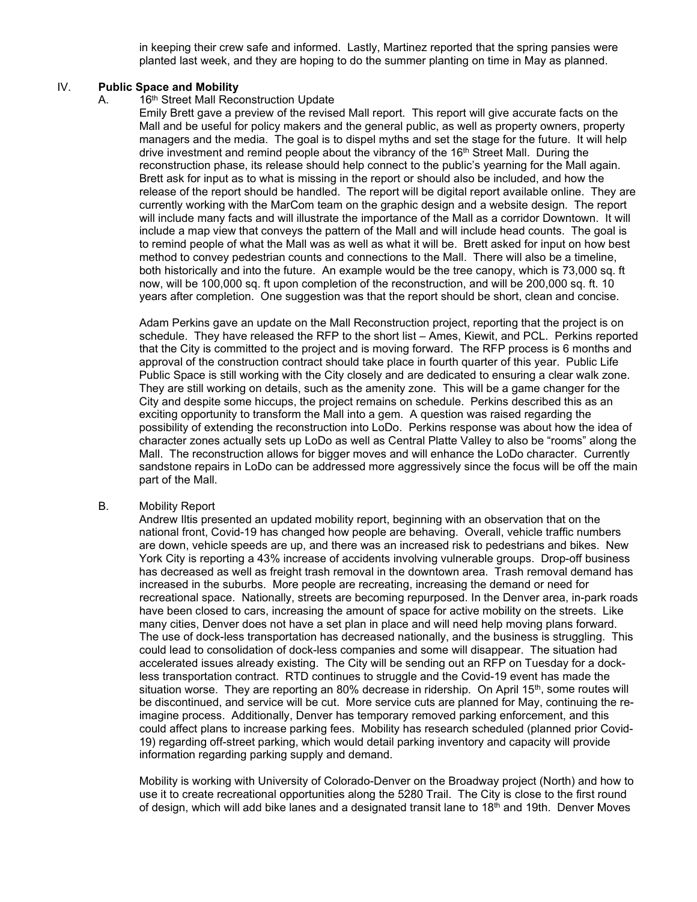in keeping their crew safe and informed. Lastly, Martinez reported that the spring pansies were planted last week, and they are hoping to do the summer planting on time in May as planned.

## IV. Public Space and Mobility

### A. 16th Street Mall Reconstruction Update

Emily Brett gave a preview of the revised Mall report. This report will give accurate facts on the Mall and be useful for policy makers and the general public, as well as property owners, property managers and the media. The goal is to dispel myths and set the stage for the future. It will help drive investment and remind people about the vibrancy of the 16th Street Mall. During the reconstruction phase, its release should help connect to the public's yearning for the Mall again. Brett ask for input as to what is missing in the report or should also be included, and how the release of the report should be handled. The report will be digital report available online. They are currently working with the MarCom team on the graphic design and a website design. The report will include many facts and will illustrate the importance of the Mall as a corridor Downtown. It will include a map view that conveys the pattern of the Mall and will include head counts. The goal is to remind people of what the Mall was as well as what it will be. Brett asked for input on how best method to convey pedestrian counts and connections to the Mall. There will also be a timeline, both historically and into the future. An example would be the tree canopy, which is 73,000 sq. ft now, will be 100,000 sq. ft upon completion of the reconstruction, and will be 200,000 sq. ft. 10 years after completion. One suggestion was that the report should be short, clean and concise.

Adam Perkins gave an update on the Mall Reconstruction project, reporting that the project is on schedule. They have released the RFP to the short list – Ames, Kiewit, and PCL. Perkins reported that the City is committed to the project and is moving forward. The RFP process is 6 months and approval of the construction contract should take place in fourth quarter of this year. Public Life Public Space is still working with the City closely and are dedicated to ensuring a clear walk zone. They are still working on details, such as the amenity zone. This will be a game changer for the City and despite some hiccups, the project remains on schedule. Perkins described this as an exciting opportunity to transform the Mall into a gem. A question was raised regarding the possibility of extending the reconstruction into LoDo. Perkins response was about how the idea of character zones actually sets up LoDo as well as Central Platte Valley to also be "rooms" along the Mall. The reconstruction allows for bigger moves and will enhance the LoDo character. Currently sandstone repairs in LoDo can be addressed more aggressively since the focus will be off the main part of the Mall.

### B. Mobility Report

Andrew Iltis presented an updated mobility report, beginning with an observation that on the national front, Covid-19 has changed how people are behaving. Overall, vehicle traffic numbers are down, vehicle speeds are up, and there was an increased risk to pedestrians and bikes. New York City is reporting a 43% increase of accidents involving vulnerable groups. Drop-off business has decreased as well as freight trash removal in the downtown area. Trash removal demand has increased in the suburbs. More people are recreating, increasing the demand or need for recreational space. Nationally, streets are becoming repurposed. In the Denver area, in-park roads have been closed to cars, increasing the amount of space for active mobility on the streets. Like many cities, Denver does not have a set plan in place and will need help moving plans forward. The use of dock-less transportation has decreased nationally, and the business is struggling. This could lead to consolidation of dock-less companies and some will disappear. The situation had accelerated issues already existing. The City will be sending out an RFP on Tuesday for a dock-less transportation contract. RTD continues to struggle and the Covid-19 event has made the situation worse. They are reporting an 80% decrease in ridership. On April 15th, some routes will be discontinued, and service will be cut. More service cuts are planned for May, continuing the re-imagine process. Additionally, Denver has temporary removed parking enforcement, and this could affect plans to increase parking fees. Mobility has research scheduled (planned prior Covid-19) regarding off-street parking, which would detail parking inventory and capacity will provide information regarding parking supply and demand.

Mobility is working with University of Colorado-Denver on the Broadway project (North) and how to use it to create recreational opportunities along the 5280 Trail. The City is close to the first round of design, which will add bike lanes and a designated transit lane to 18th and 19th. Denver Moves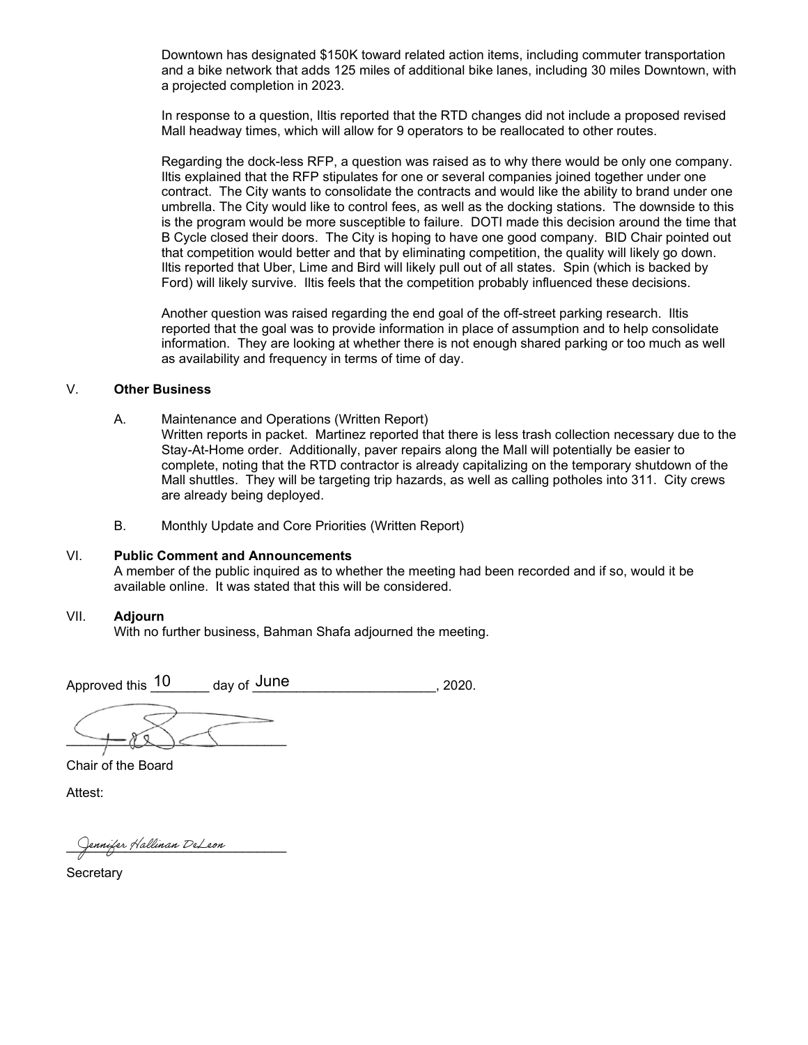Downtown has designated $150K toward related action items, including commuter transportation and a bike network that adds 125 miles of additional bike lanes, including 30 miles Downtown, with a projected completion in 2023.

In response to a question, Iltis reported that the RTD changes did not include a proposed revised Mall headway times, which will allow for 9 operators to be reallocated to other routes.

Regarding the dock-less RFP, a question was raised as to why there would be only one company. Iltis explained that the RFP stipulates for one or several companies joined together under one contract. The City wants to consolidate the contracts and would like the ability to brand under one umbrella. The City would like to control fees, as well as the docking stations. The downside to this is the program would be more susceptible to failure. DOTI made this decision around the time that B Cycle closed their doors. The City is hoping to have one good company. BID Chair pointed out that competition would better and that by eliminating competition, the quality will likely go down. Iltis reported that Uber, Lime and Bird will likely pull out of all states. Spin (which is backed by Ford) will likely survive. Iltis feels that the competition probably influenced these decisions.

Another question was raised regarding the end goal of the off-street parking research. Iltis reported that the goal was to provide information in place of assumption and to help consolidate information. They are looking at whether there is not enough shared parking or too much as well as availability and frequency in terms of time of day.

## V. Other Business

A. Maintenance and Operations (Written Report)
Written reports in packet. Martinez reported that there is less trash collection necessary due to the Stay-At-Home order. Additionally, paver repairs along the Mall will potentially be easier to complete, noting that the RTD contractor is already capitalizing on the temporary shutdown of the Mall shuttles. They will be targeting trip hazards, as well as calling potholes into 311. City crews are already being deployed.

B. Monthly Update and Core Priorities (Written Report)

## VI. Public Comment and Announcements

A member of the public inquired as to whether the meeting had been recorded and if so, would it be available online. It was stated that this will be considered.

## VII. Adjourn

With no further business, Bahman Shafa adjourned the meeting.

Approved this 10 day of June, 2020.

[signature]

Chair of the Board

Attest:

Jennifer Hallinan DeLeon

Secretary